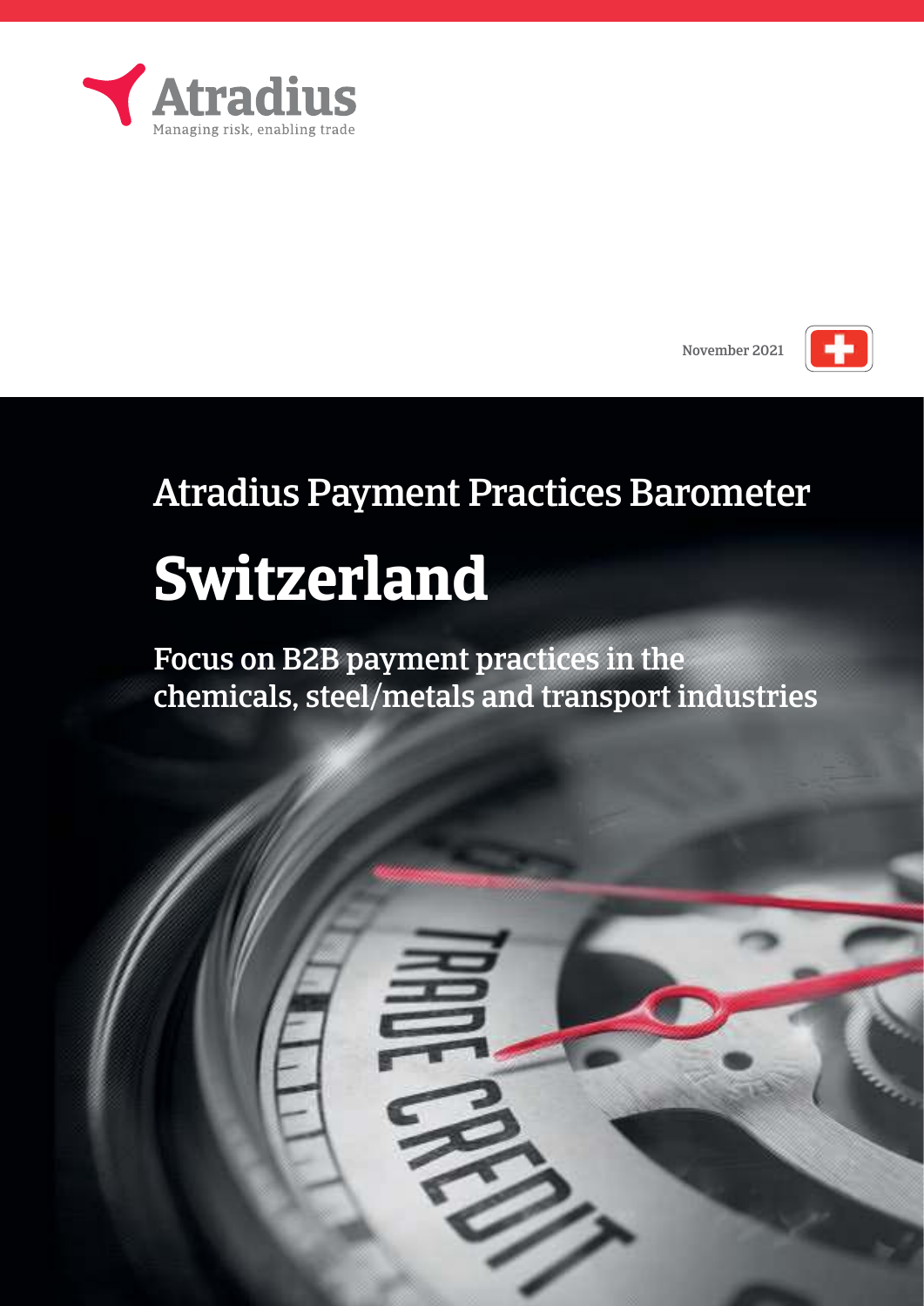Atradius

Managing risk, enabling trade

November 2021

# Atradius Payment Practices Barometer

# Switzerland

## Focus on B2B payment practices in the chemicals, steel/metals and transport industries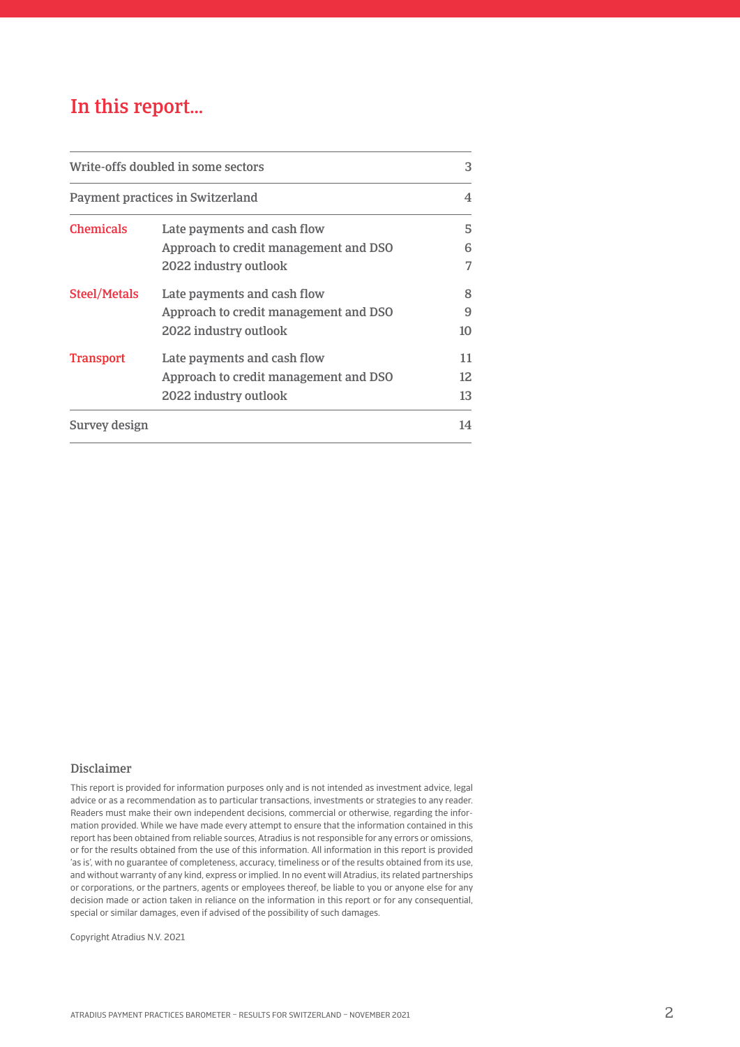# In this report...

| | | |
|---|---|---|
| Write-offs doubled in some sectors | | 3 |
| Payment practices in Switzerland | | 4 |
| Chemicals | Late payments and cash flow | 5 |
| | Approach to credit management and DSO | 6 |
| | 2022 industry outlook | 7 |
| Steel/Metals | Late payments and cash flow | 8 |
| | Approach to credit management and DSO | 9 |
| | 2022 industry outlook | 10 |
| Transport | Late payments and cash flow | 11 |
| | Approach to credit management and DSO | 12 |
| | 2022 industry outlook | 13 |
| Survey design | | 14 |

### Disclaimer

This report is provided for information purposes only and is not intended as investment advice, legal advice or as a recommendation as to particular transactions, investments or strategies to any reader. Readers must make their own independent decisions, commercial or otherwise, regarding the information provided. While we have made every attempt to ensure that the information contained in this report has been obtained from reliable sources, Atradius is not responsible for any errors or omissions, or for the results obtained from the use of this information. All information in this report is provided 'as is', with no guarantee of completeness, accuracy, timeliness or of the results obtained from its use, and without warranty of any kind, express or implied. In no event will Atradius, its related partnerships or corporations, or the partners, agents or employees thereof, be liable to you or anyone else for any decision made or action taken in reliance on the information in this report or for any consequential, special or similar damages, even if advised of the possibility of such damages.

Copyright Atradius N.V. 2021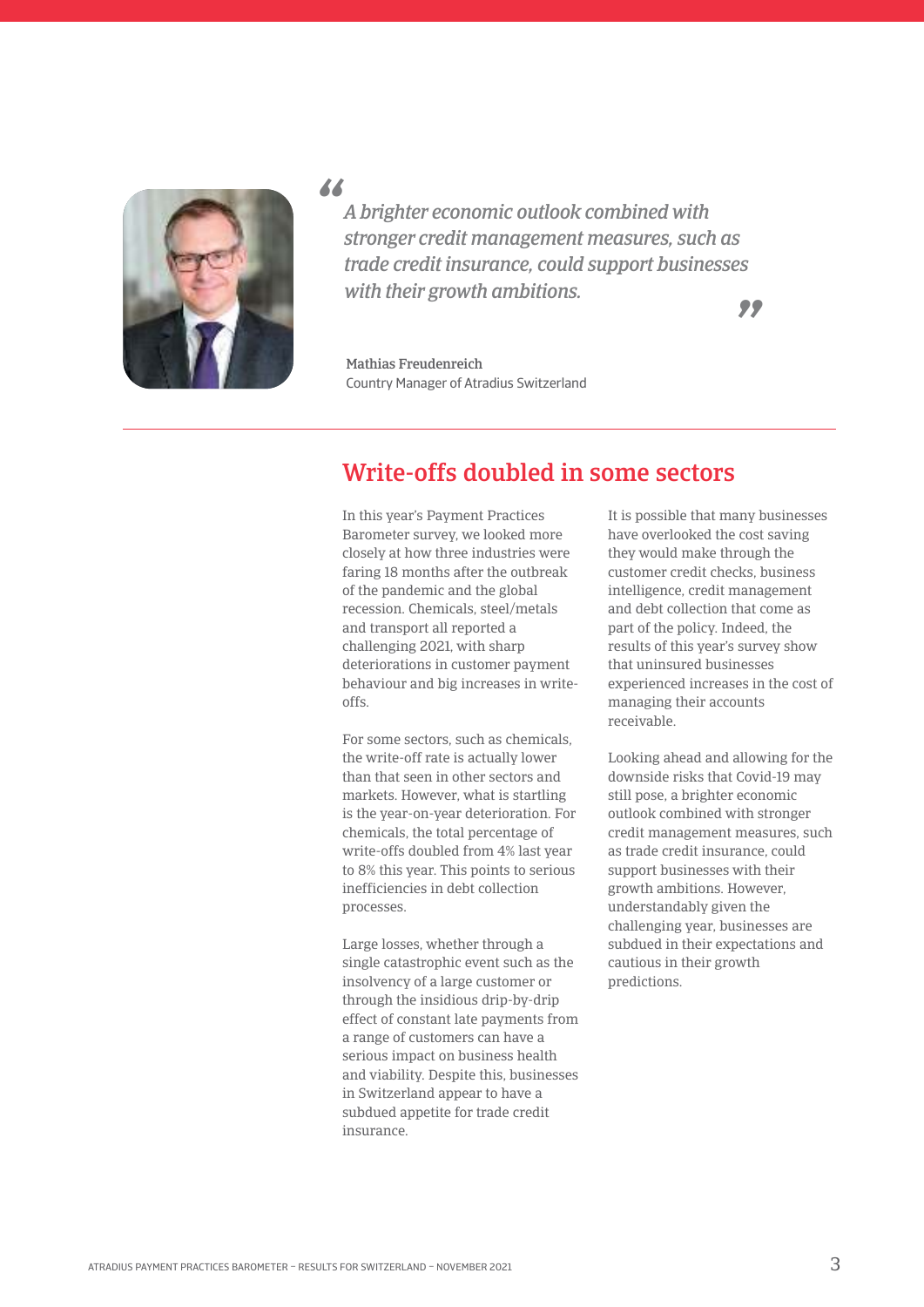> *A brighter economic outlook combined with stronger credit management measures, such as trade credit insurance, could support businesses with their growth ambitions.*

**Mathias Freudenreich**
Country Manager of Atradius Switzerland

## Write-offs doubled in some sectors

In this year's Payment Practices Barometer survey, we looked more closely at how three industries were faring 18 months after the outbreak of the pandemic and the global recession. Chemicals, steel/metals and transport all reported a challenging 2021, with sharp deteriorations in customer payment behaviour and big increases in write-offs.

For some sectors, such as chemicals, the write-off rate is actually lower than that seen in other sectors and markets. However, what is startling is the year-on-year deterioration. For chemicals, the total percentage of write-offs doubled from 4% last year to 8% this year. This points to serious inefficiencies in debt collection processes.

Large losses, whether through a single catastrophic event such as the insolvency of a large customer or through the insidious drip-by-drip effect of constant late payments from a range of customers can have a serious impact on business health and viability. Despite this, businesses in Switzerland appear to have a subdued appetite for trade credit insurance.

It is possible that many businesses have overlooked the cost saving they would make through the customer credit checks, business intelligence, credit management and debt collection that come as part of the policy. Indeed, the results of this year's survey show that uninsured businesses experienced increases in the cost of managing their accounts receivable.

Looking ahead and allowing for the downside risks that Covid-19 may still pose, a brighter economic outlook combined with stronger credit management measures, such as trade credit insurance, could support businesses with their growth ambitions. However, understandably given the challenging year, businesses are subdued in their expectations and cautious in their growth predictions.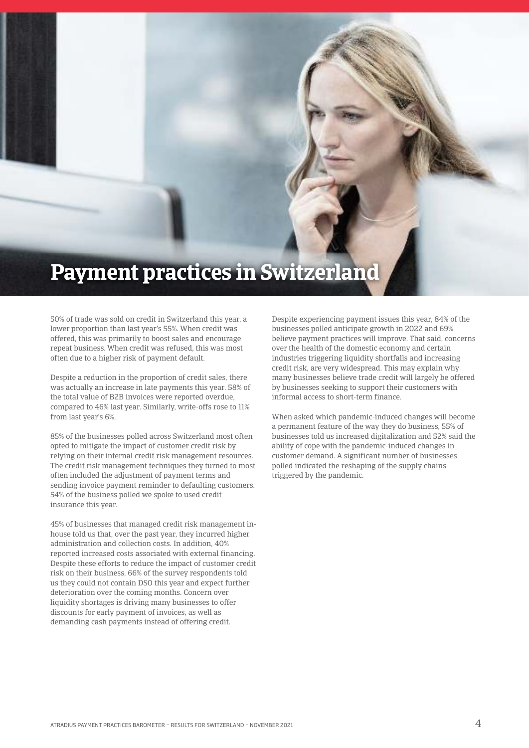# Payment practices in Switzerland

50% of trade was sold on credit in Switzerland this year, a lower proportion than last year's 55%. When credit was offered, this was primarily to boost sales and encourage repeat business. When credit was refused, this was most often due to a higher risk of payment default.

Despite a reduction in the proportion of credit sales, there was actually an increase in late payments this year. 58% of the total value of B2B invoices were reported overdue, compared to 46% last year. Similarly, write-offs rose to 11% from last year's 6%.

85% of the businesses polled across Switzerland most often opted to mitigate the impact of customer credit risk by relying on their internal credit risk management resources. The credit risk management techniques they turned to most often included the adjustment of payment terms and sending invoice payment reminder to defaulting customers. 54% of the business polled we spoke to used credit insurance this year.

45% of businesses that managed credit risk management in-house told us that, over the past year, they incurred higher administration and collection costs. In addition, 40% reported increased costs associated with external financing. Despite these efforts to reduce the impact of customer credit risk on their business, 66% of the survey respondents told us they could not contain DSO this year and expect further deterioration over the coming months. Concern over liquidity shortages is driving many businesses to offer discounts for early payment of invoices, as well as demanding cash payments instead of offering credit.

Despite experiencing payment issues this year, 84% of the businesses polled anticipate growth in 2022 and 69% believe payment practices will improve. That said, concerns over the health of the domestic economy and certain industries triggering liquidity shortfalls and increasing credit risk, are very widespread. This may explain why many businesses believe trade credit will largely be offered by businesses seeking to support their customers with informal access to short-term finance.

When asked which pandemic-induced changes will become a permanent feature of the way they do business, 55% of businesses told us increased digitalization and 52% said the ability of cope with the pandemic-induced changes in customer demand. A significant number of businesses polled indicated the reshaping of the supply chains triggered by the pandemic.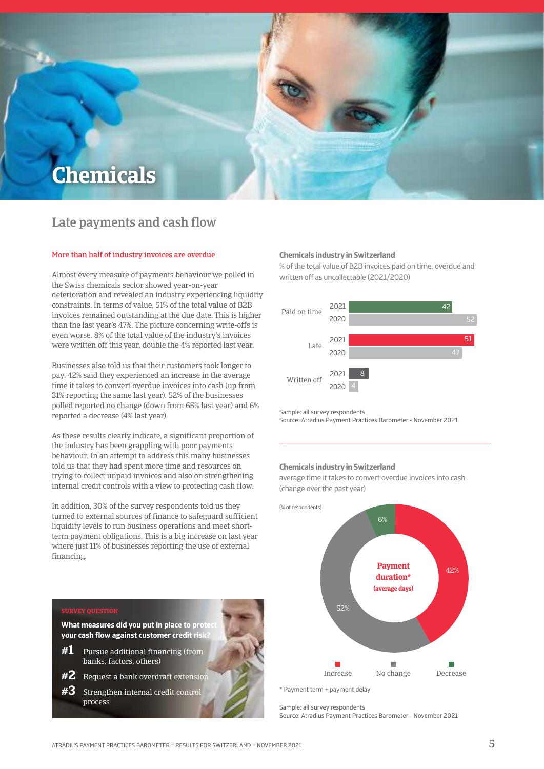# Chemicals

## Late payments and cash flow

### More than half of industry invoices are overdue

Almost every measure of payments behaviour we polled in the Swiss chemicals sector showed year-on-year deterioration and revealed an industry experiencing liquidity constraints. In terms of value, 51% of the total value of B2B invoices remained outstanding at the due date. This is higher than the last year's 47%. The picture concerning write-offs is even worse. 8% of the total value of the industry's invoices were written off this year, double the 4% reported last year.

Businesses also told us that their customers took longer to pay. 42% said they experienced an increase in the average time it takes to convert overdue invoices into cash (up from 31% reporting the same last year). 52% of the businesses polled reported no change (down from 65% last year) and 6% reported a decrease (4% last year).

As these results clearly indicate, a significant proportion of the industry has been grappling with poor payments behaviour. In an attempt to address this many businesses told us that they had spent more time and resources on trying to collect unpaid invoices and also on strengthening internal credit controls with a view to protecting cash flow.

In addition, 30% of the survey respondents told us they turned to external sources of finance to safeguard sufficient liquidity levels to run business operations and meet short-term payment obligations. This is a big increase on last year where just 11% of businesses reporting the use of external financing.

**SURVEY QUESTION**

**What measures did you put in place to protect your cash flow against customer credit risk?**

- **#1** Pursue additional financing (from banks, factors, others)
- **#2** Request a bank overdraft extension
- **#3** Strengthen internal credit control process

**Chemicals industry in Switzerland**

% of the total value of B2B invoices paid on time, overdue and written off as uncollectable (2021/2020)

| | 2021 | 2020 |
|---|---|---|
| Paid on time | 42 | 52 |
| Late | 51 | 47 |
| Written off | 8 | 4 |

Sample: all survey respondents
Source: Atradius Payment Practices Barometer - November 2021

**Chemicals industry in Switzerland**

average time it takes to convert overdue invoices into cash (change over the past year)

(% of respondents)

Payment duration* (average days)

| Increase | No change | Decrease |
|---|---|---|
| 42% | 52% | 6% |

\* Payment term + payment delay

Sample: all survey respondents
Source: Atradius Payment Practices Barometer - November 2021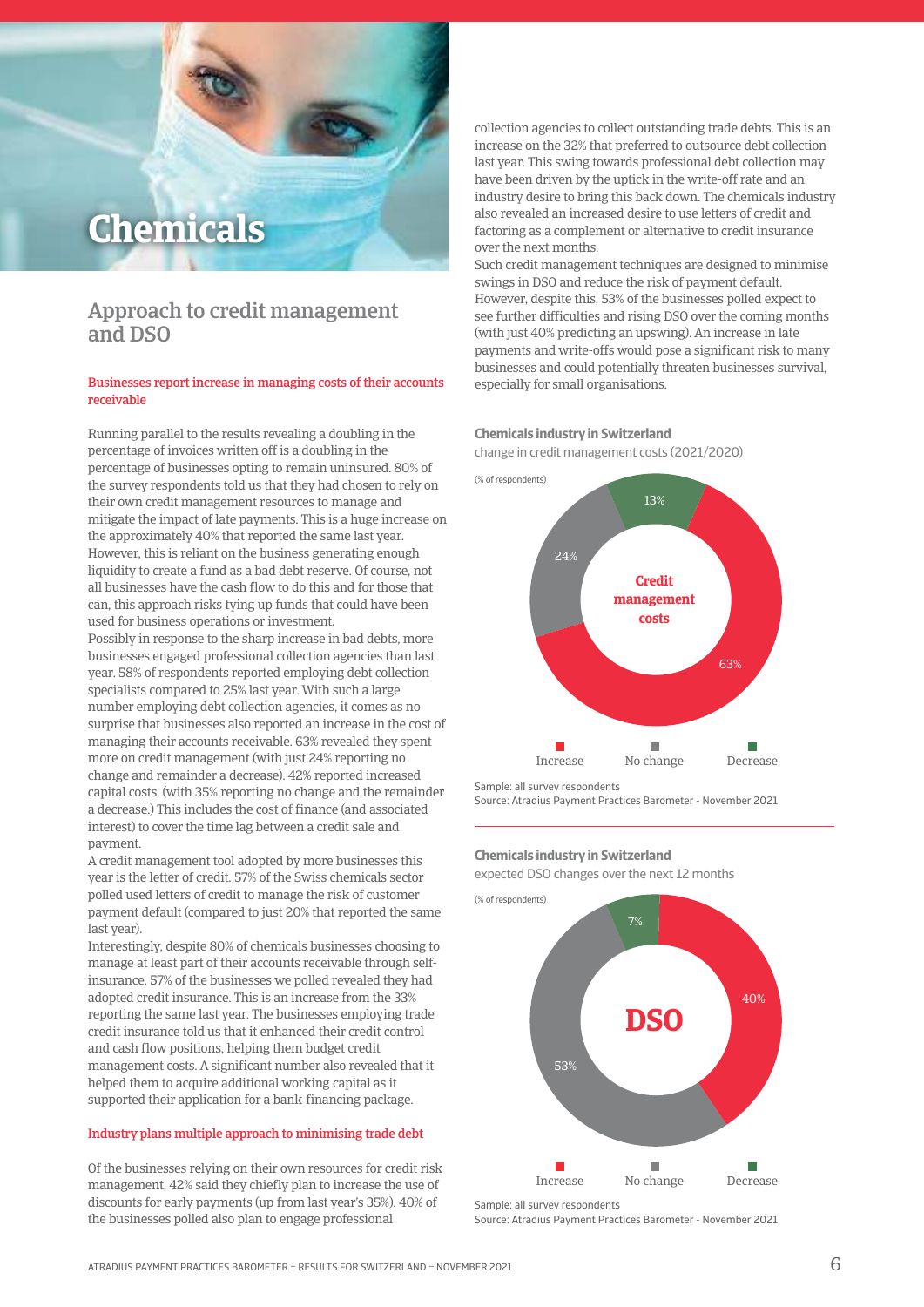# Chemicals

## Approach to credit management and DSO

### Businesses report increase in managing costs of their accounts receivable

Running parallel to the results revealing a doubling in the percentage of invoices written off is a doubling in the percentage of businesses opting to remain uninsured. 80% of the survey respondents told us that they had chosen to rely on their own credit management resources to manage and mitigate the impact of late payments. This is a huge increase on the approximately 40% that reported the same last year. However, this is reliant on the business generating enough liquidity to create a fund as a bad debt reserve. Of course, not all businesses have the cash flow to do this and for those that can, this approach risks tying up funds that could have been used for business operations or investment.

Possibly in response to the sharp increase in bad debts, more businesses engaged professional collection agencies than last year. 58% of respondents reported employing debt collection specialists compared to 25% last year. With such a large number employing debt collection agencies, it comes as no surprise that businesses also reported an increase in the cost of managing their accounts receivable. 63% revealed they spent more on credit management (with just 24% reporting no change and remainder a decrease). 42% reported increased capital costs, (with 35% reporting no change and the remainder a decrease.) This includes the cost of finance (and associated interest) to cover the time lag between a credit sale and payment.

A credit management tool adopted by more businesses this year is the letter of credit. 57% of the Swiss chemicals sector polled used letters of credit to manage the risk of customer payment default (compared to just 20% that reported the same last year).

Interestingly, despite 80% of chemicals businesses choosing to manage at least part of their accounts receivable through self-insurance, 57% of the businesses we polled revealed they had adopted credit insurance. This is an increase from the 33% reporting the same last year. The businesses employing trade credit insurance told us that it enhanced their credit control and cash flow positions, helping them budget credit management costs. A significant number also revealed that it helped them to acquire additional working capital as it supported their application for a bank-financing package.

### Industry plans multiple approach to minimising trade debt

Of the businesses relying on their own resources for credit risk management, 42% said they chiefly plan to increase the use of discounts for early payments (up from last year's 35%). 40% of the businesses polled also plan to engage professional collection agencies to collect outstanding trade debts. This is an increase on the 32% that preferred to outsource debt collection last year. This swing towards professional debt collection may have been driven by the uptick in the write-off rate and an industry desire to bring this back down. The chemicals industry also revealed an increased desire to use letters of credit and factoring as a complement or alternative to credit insurance over the next months.

Such credit management techniques are designed to minimise swings in DSO and reduce the risk of payment default. However, despite this, 53% of the businesses polled expect to see further difficulties and rising DSO over the coming months (with just 40% predicting an upswing). An increase in late payments and write-offs would pose a significant risk to many businesses and could potentially threaten businesses survival, especially for small organisations.

**Chemicals industry in Switzerland**

change in credit management costs (2021/2020)

(% of respondents)

| Credit management costs | % |
|---|---|
| Increase | 63% |
| No change | 24% |
| Decrease | 13% |

Sample: all survey respondents
Source: Atradius Payment Practices Barometer - November 2021

**Chemicals industry in Switzerland**

expected DSO changes over the next 12 months

(% of respondents)

| DSO | % |
|---|---|
| Increase | 40% |
| No change | 53% |
| Decrease | 7% |

Sample: all survey respondents
Source: Atradius Payment Practices Barometer - November 2021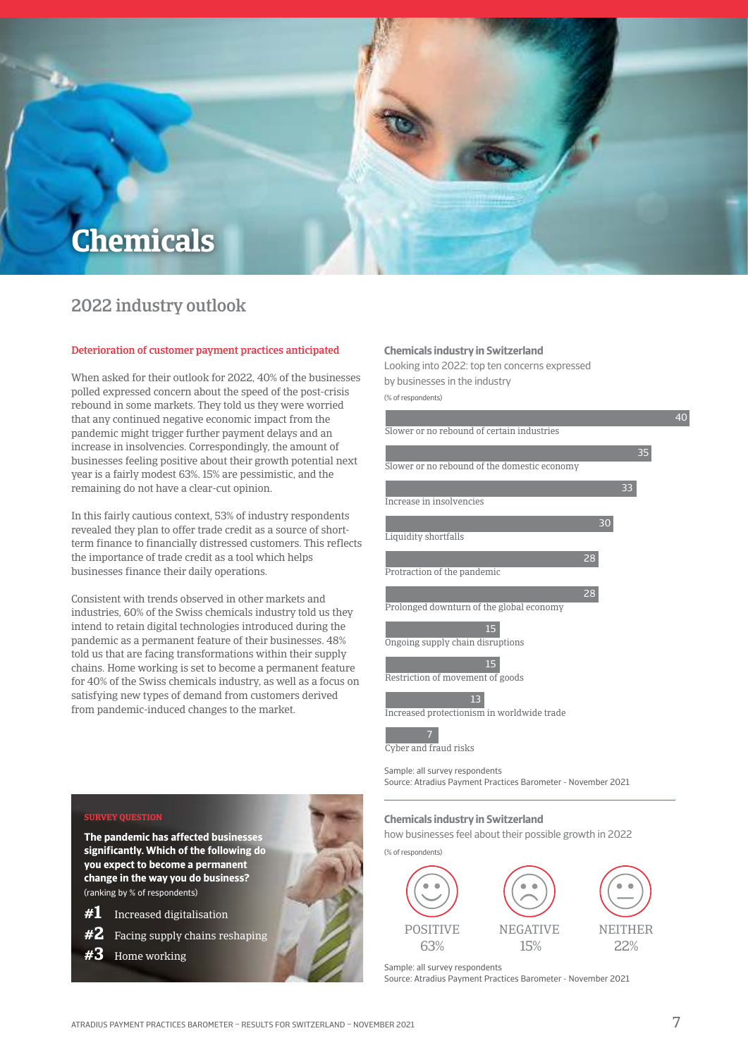# Chemicals

## 2022 industry outlook

### Deterioration of customer payment practices anticipated

When asked for their outlook for 2022, 40% of the businesses polled expressed concern about the speed of the post-crisis rebound in some markets. They told us they were worried that any continued negative economic impact from the pandemic might trigger further payment delays and an increase in insolvencies. Correspondingly, the amount of businesses feeling positive about their growth potential next year is a fairly modest 63%. 15% are pessimistic, and the remaining do not have a clear-cut opinion.

In this fairly cautious context, 53% of industry respondents revealed they plan to offer trade credit as a source of short-term finance to financially distressed customers. This reflects the importance of trade credit as a tool which helps businesses finance their daily operations.

Consistent with trends observed in other markets and industries, 60% of the Swiss chemicals industry told us they intend to retain digital technologies introduced during the pandemic as a permanent feature of their businesses. 48% told us that are facing transformations within their supply chains. Home working is set to become a permanent feature for 40% of the Swiss chemicals industry, as well as a focus on satisfying new types of demand from customers derived from pandemic-induced changes to the market.

**SURVEY QUESTION**

**The pandemic has affected businesses significantly. Which of the following do you expect to become a permanent change in the way you do business?**
(ranking by % of respondents)

**#1** Increased digitalisation
**#2** Facing supply chains reshaping
**#3** Home working

**Chemicals industry in Switzerland**
Looking into 2022: top ten concerns expressed by businesses in the industry
(% of respondents)

| Concern | % |
|---|---|
| Slower or no rebound of certain industries | 40 |
| Slower or no rebound of the domestic economy | 35 |
| Increase in insolvencies | 33 |
| Liquidity shortfalls | 30 |
| Protraction of the pandemic | 28 |
| Prolonged downturn of the global economy | 28 |
| Ongoing supply chain disruptions | 15 |
| Restriction of movement of goods | 15 |
| Increased protectionism in worldwide trade | 13 |
| Cyber and fraud risks | 7 |

Sample: all survey respondents
Source: Atradius Payment Practices Barometer - November 2021

**Chemicals industry in Switzerland**
how businesses feel about their possible growth in 2022
(% of respondents)

| POSITIVE | NEGATIVE | NEITHER |
|---|---|---|
| 63% | 15% | 22% |

Sample: all survey respondents
Source: Atradius Payment Practices Barometer - November 2021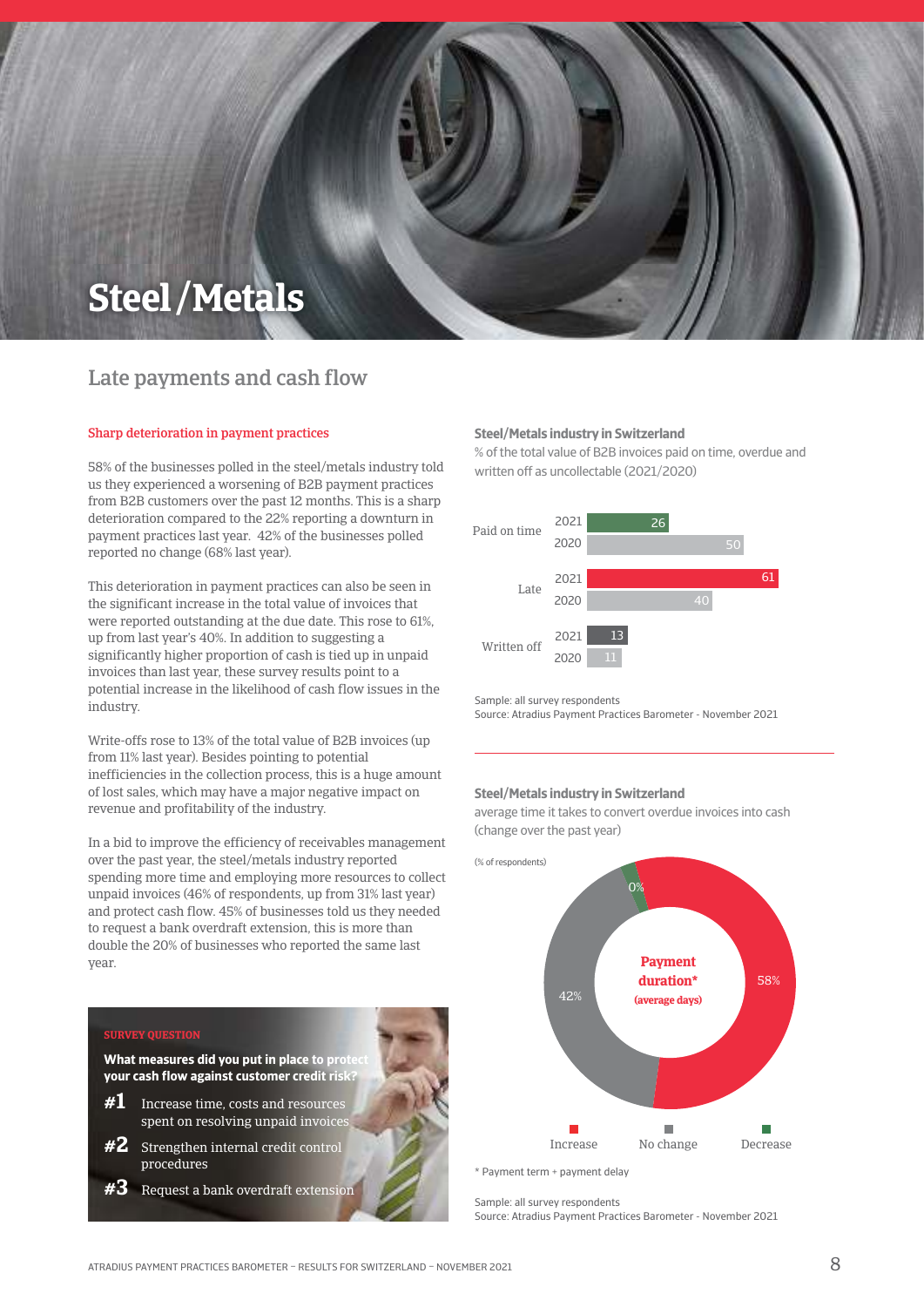# Steel/Metals

## Late payments and cash flow

### Sharp deterioration in payment practices

58% of the businesses polled in the steel/metals industry told us they experienced a worsening of B2B payment practices from B2B customers over the past 12 months. This is a sharp deterioration compared to the 22% reporting a downturn in payment practices last year. 42% of the businesses polled reported no change (68% last year).

This deterioration in payment practices can also be seen in the significant increase in the total value of invoices that were reported outstanding at the due date. This rose to 61%, up from last year's 40%. In addition to suggesting a significantly higher proportion of cash is tied up in unpaid invoices than last year, these survey results point to a potential increase in the likelihood of cash flow issues in the industry.

Write-offs rose to 13% of the total value of B2B invoices (up from 11% last year). Besides pointing to potential inefficiencies in the collection process, this is a huge amount of lost sales, which may have a major negative impact on revenue and profitability of the industry.

In a bid to improve the efficiency of receivables management over the past year, the steel/metals industry reported spending more time and employing more resources to collect unpaid invoices (46% of respondents, up from 31% last year) and protect cash flow. 45% of businesses told us they needed to request a bank overdraft extension, this is more than double the 20% of businesses who reported the same last year.

**SURVEY QUESTION**

**What measures did you put in place to protect your cash flow against customer credit risk?**

- **#1** Increase time, costs and resources spent on resolving unpaid invoices
- **#2** Strengthen internal credit control procedures
- **#3** Request a bank overdraft extension

**Steel/Metals industry in Switzerland**

% of the total value of B2B invoices paid on time, overdue and written off as uncollectable (2021/2020)

| | 2021 | 2020 |
|---|---|---|
| Paid on time | 26 | 50 |
| Late | 61 | 40 |
| Written off | 13 | 11 |

Sample: all survey respondents
Source: Atradius Payment Practices Barometer - November 2021

**Steel/Metals industry in Switzerland**

average time it takes to convert overdue invoices into cash (change over the past year)

(% of respondents)

Payment duration* (average days)

| Increase | No change | Decrease |
|---|---|---|
| 58% | 42% | 0% |

* Payment term + payment delay

Sample: all survey respondents
Source: Atradius Payment Practices Barometer - November 2021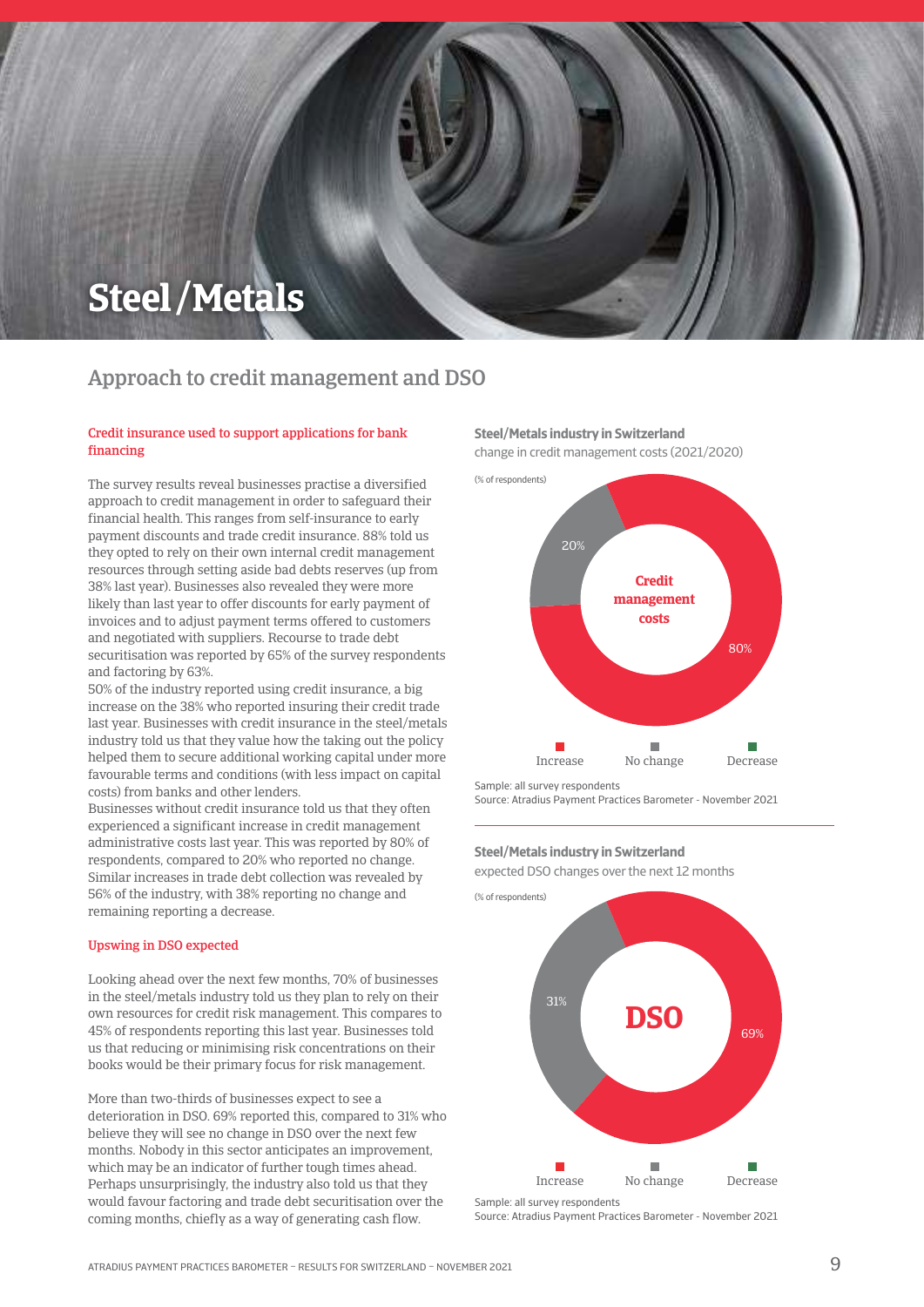# Steel / Metals

## Approach to credit management and DSO

### Credit insurance used to support applications for bank financing

The survey results reveal businesses practise a diversified approach to credit management in order to safeguard their financial health. This ranges from self-insurance to early payment discounts and trade credit insurance. 88% told us they opted to rely on their own internal credit management resources through setting aside bad debts reserves (up from 38% last year). Businesses also revealed they were more likely than last year to offer discounts for early payment of invoices and to adjust payment terms offered to customers and negotiated with suppliers. Recourse to trade debt securitisation was reported by 65% of the survey respondents and factoring by 63%.

50% of the industry reported using credit insurance, a big increase on the 38% who reported insuring their credit trade last year. Businesses with credit insurance in the steel/metals industry told us that they value how the taking out the policy helped them to secure additional working capital under more favourable terms and conditions (with less impact on capital costs) from banks and other lenders.

Businesses without credit insurance told us that they often experienced a significant increase in credit management administrative costs last year. This was reported by 80% of respondents, compared to 20% who reported no change. Similar increases in trade debt collection was revealed by 56% of the industry, with 38% reporting no change and remaining reporting a decrease.

### Upswing in DSO expected

Looking ahead over the next few months, 70% of businesses in the steel/metals industry told us they plan to rely on their own resources for credit risk management. This compares to 45% of respondents reporting this last year. Businesses told us that reducing or minimising risk concentrations on their books would be their primary focus for risk management.

More than two-thirds of businesses expect to see a deterioration in DSO. 69% reported this, compared to 31% who believe they will see no change in DSO over the next few months. Nobody in this sector anticipates an improvement, which may be an indicator of further tough times ahead. Perhaps unsurprisingly, the industry also told us that they would favour factoring and trade debt securitisation over the coming months, chiefly as a way of generating cash flow.

**Steel/Metals industry in Switzerland**
change in credit management costs (2021/2020)

(% of respondents)

| Credit management costs | % |
|---|---|
| Increase | 80% |
| No change | 20% |
| Decrease | |

Sample: all survey respondents
Source: Atradius Payment Practices Barometer - November 2021

**Steel/Metals industry in Switzerland**
expected DSO changes over the next 12 months

(% of respondents)

| DSO | % |
|---|---|
| Increase | 69% |
| No change | 31% |
| Decrease | |

Sample: all survey respondents
Source: Atradius Payment Practices Barometer - November 2021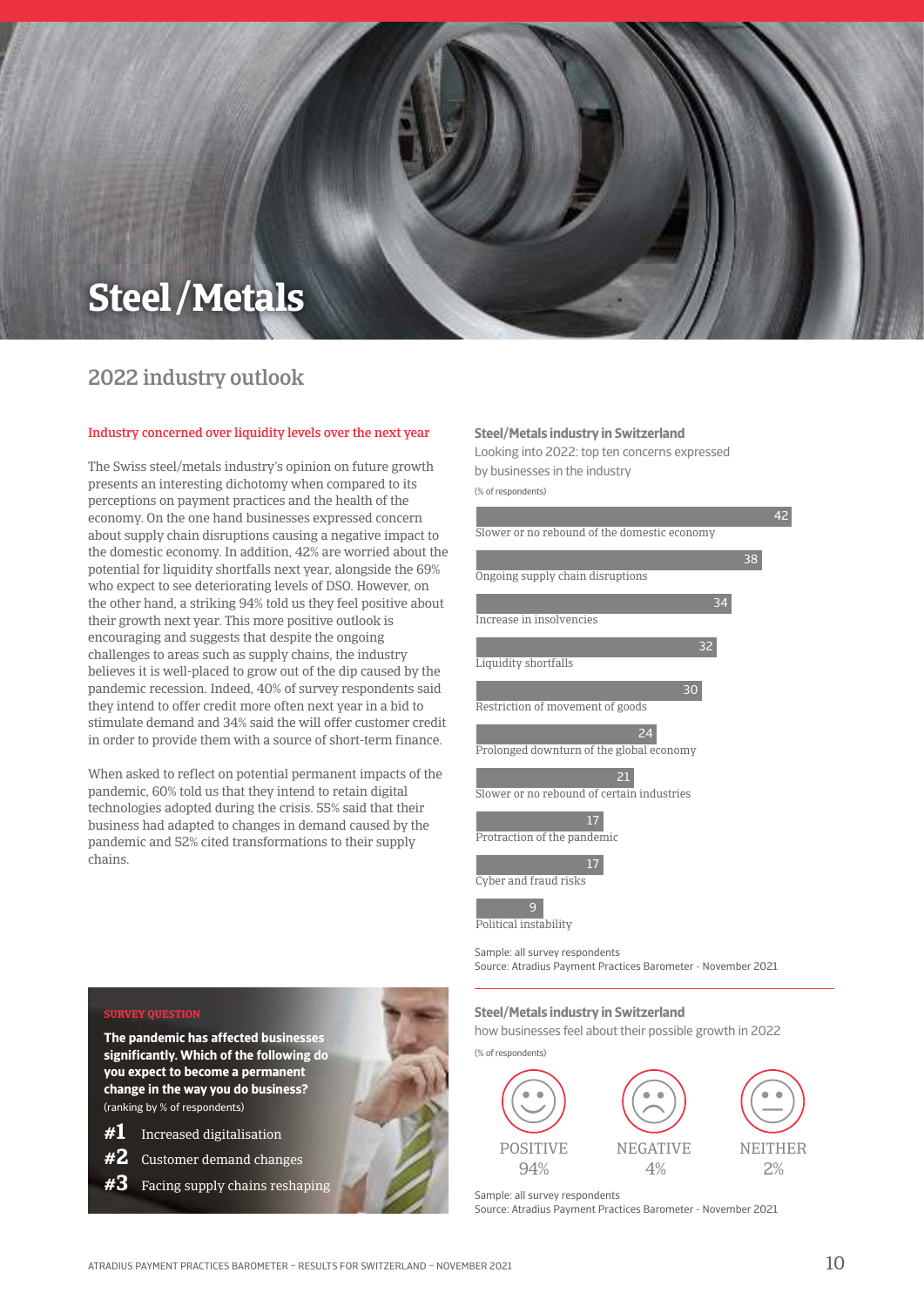# Steel / Metals

## 2022 industry outlook

### Industry concerned over liquidity levels over the next year

The Swiss steel/metals industry's opinion on future growth presents an interesting dichotomy when compared to its perceptions on payment practices and the health of the economy. On the one hand businesses expressed concern about supply chain disruptions causing a negative impact to the domestic economy. In addition, 42% are worried about the potential for liquidity shortfalls next year, alongside the 69% who expect to see deteriorating levels of DSO. However, on the other hand, a striking 94% told us they feel positive about their growth next year. This more positive outlook is encouraging and suggests that despite the ongoing challenges to areas such as supply chains, the industry believes it is well-placed to grow out of the dip caused by the pandemic recession. Indeed, 40% of survey respondents said they intend to offer credit more often next year in a bid to stimulate demand and 34% said the will offer customer credit in order to provide them with a source of short-term finance.

When asked to reflect on potential permanent impacts of the pandemic, 60% told us that they intend to retain digital technologies adopted during the crisis. 55% said that their business had adapted to changes in demand caused by the pandemic and 52% cited transformations to their supply chains.

**Steel/Metals industry in Switzerland**

Looking into 2022: top ten concerns expressed by businesses in the industry

(% of respondents)

| Concern | % |
|---|---|
| Slower or no rebound of the domestic economy | 42 |
| Ongoing supply chain disruptions | 38 |
| Increase in insolvencies | 34 |
| Liquidity shortfalls | 32 |
| Restriction of movement of goods | 30 |
| Prolonged downturn of the global economy | 24 |
| Slower or no rebound of certain industries | 21 |
| Protraction of the pandemic | 17 |
| Cyber and fraud risks | 17 |
| Political instability | 9 |

Sample: all survey respondents
Source: Atradius Payment Practices Barometer - November 2021

**SURVEY QUESTION**

**The pandemic has affected businesses significantly. Which of the following do you expect to become a permanent change in the way you do business?**
(ranking by % of respondents)

**#1** Increased digitalisation
**#2** Customer demand changes
**#3** Facing supply chains reshaping

**Steel/Metals industry in Switzerland**

how businesses feel about their possible growth in 2022

(% of respondents)

| POSITIVE | NEGATIVE | NEITHER |
|---|---|---|
| 94% | 4% | 2% |

Sample: all survey respondents
Source: Atradius Payment Practices Barometer - November 2021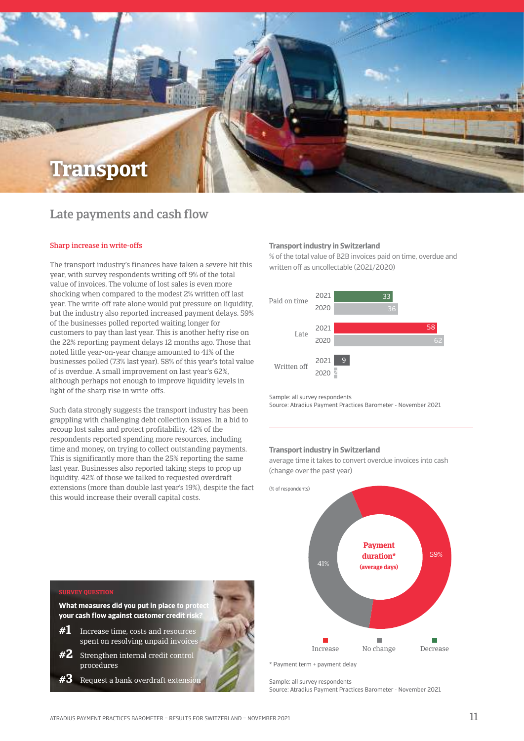# Transport

## Late payments and cash flow

### Sharp increase in write-offs

The transport industry's finances have taken a severe hit this year, with survey respondents writing off 9% of the total value of invoices. The volume of lost sales is even more shocking when compared to the modest 2% written off last year. The write-off rate alone would put pressure on liquidity, but the industry also reported increased payment delays. 59% of the businesses polled reported waiting longer for customers to pay than last year. This is another hefty rise on the 22% reporting payment delays 12 months ago. Those that noted little year-on-year change amounted to 41% of the businesses polled (73% last year). 58% of this year's total value of is overdue. A small improvement on last year's 62%, although perhaps not enough to improve liquidity levels in light of the sharp rise in write-offs.

Such data strongly suggests the transport industry has been grappling with challenging debt collection issues. In a bid to recoup lost sales and protect profitability, 42% of the respondents reported spending more resources, including time and money, on trying to collect outstanding payments. This is significantly more than the 25% reporting the same last year. Businesses also reported taking steps to prop up liquidity. 42% of those we talked to requested overdraft extensions (more than double last year's 19%), despite the fact this would increase their overall capital costs.

**SURVEY QUESTION**

**What measures did you put in place to protect your cash flow against customer credit risk?**

- **#1** Increase time, costs and resources spent on resolving unpaid invoices
- **#2** Strengthen internal credit control procedures
- **#3** Request a bank overdraft extension

**Transport industry in Switzerland**

% of the total value of B2B invoices paid on time, overdue and written off as uncollectable (2021/2020)

| | 2021 | 2020 |
|---|---|---|
| Paid on time | 33 | 36 |
| Late | 58 | 62 |
| Written off | 9 | 2 |

Sample: all survey respondents
Source: Atradius Payment Practices Barometer - November 2021

**Transport industry in Switzerland**

average time it takes to convert overdue invoices into cash (change over the past year)

(% of respondents)

Payment duration* (average days)

| Increase | No change | Decrease |
|---|---|---|
| 59% | 41% | |

\* Payment term + payment delay

Sample: all survey respondents
Source: Atradius Payment Practices Barometer - November 2021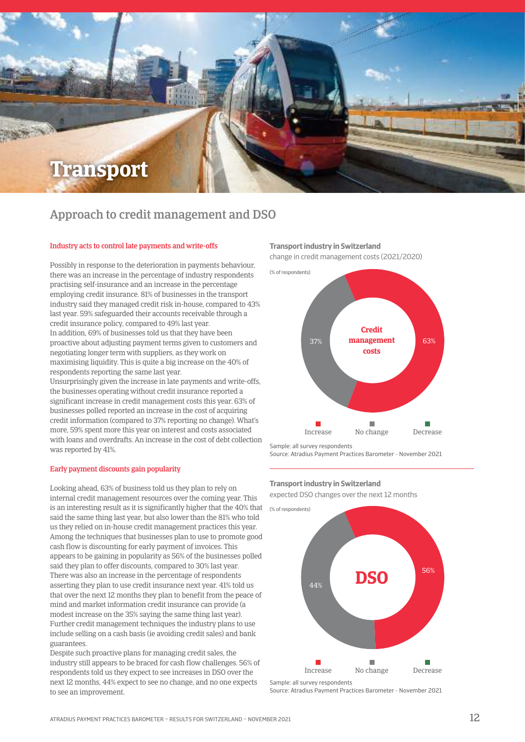# Transport

## Approach to credit management and DSO

### Industry acts to control late payments and write-offs

Possibly in response to the deterioration in payments behaviour, there was an increase in the percentage of industry respondents practising self-insurance and an increase in the percentage employing credit insurance. 81% of businesses in the transport industry said they managed credit risk in-house, compared to 43% last year. 59% safeguarded their accounts receivable through a credit insurance policy, compared to 49% last year.
In addition, 69% of businesses told us that they have been proactive about adjusting payment terms given to customers and negotiating longer term with suppliers, as they work on maximising liquidity. This is quite a big increase on the 40% of respondents reporting the same last year.
Unsurprisingly given the increase in late payments and write-offs, the businesses operating without credit insurance reported a significant increase in credit management costs this year. 63% of businesses polled reported an increase in the cost of acquiring credit information (compared to 37% reporting no change). What's more, 59% spent more this year on interest and costs associated with loans and overdrafts. An increase in the cost of debt collection was reported by 41%.

### Early payment discounts gain popularity

Looking ahead, 63% of business told us they plan to rely on internal credit management resources over the coming year. This is an interesting result as it is significantly higher that the 40% that said the same thing last year, but also lower than the 81% who told us they relied on in-house credit management practices this year.
Among the techniques that businesses plan to use to promote good cash flow is discounting for early payment of invoices. This appears to be gaining in popularity as 56% of the businesses polled said they plan to offer discounts, compared to 30% last year.
There was also an increase in the percentage of respondents asserting they plan to use credit insurance next year. 41% told us that over the next 12 months they plan to benefit from the peace of mind and market information credit insurance can provide (a modest increase on the 35% saying the same thing last year).
Further credit management techniques the industry plans to use include selling on a cash basis (ie avoiding credit sales) and bank guarantees.
Despite such proactive plans for managing credit sales, the industry still appears to be braced for cash flow challenges. 56% of respondents told us they expect to see increases in DSO over the next 12 months, 44% expect to see no change, and no one expects to see an improvement.

**Transport industry in Switzerland**
change in credit management costs (2021/2020)

(% of respondents)

Credit management costs

| Increase | No change | Decrease |
|---|---|---|
| 63% | 37% | |

Sample: all survey respondents
Source: Atradius Payment Practices Barometer - November 2021

**Transport industry in Switzerland**
expected DSO changes over the next 12 months

(% of respondents)

DSO

| Increase | No change | Decrease |
|---|---|---|
| 56% | 44% | |

Sample: all survey respondents
Source: Atradius Payment Practices Barometer - November 2021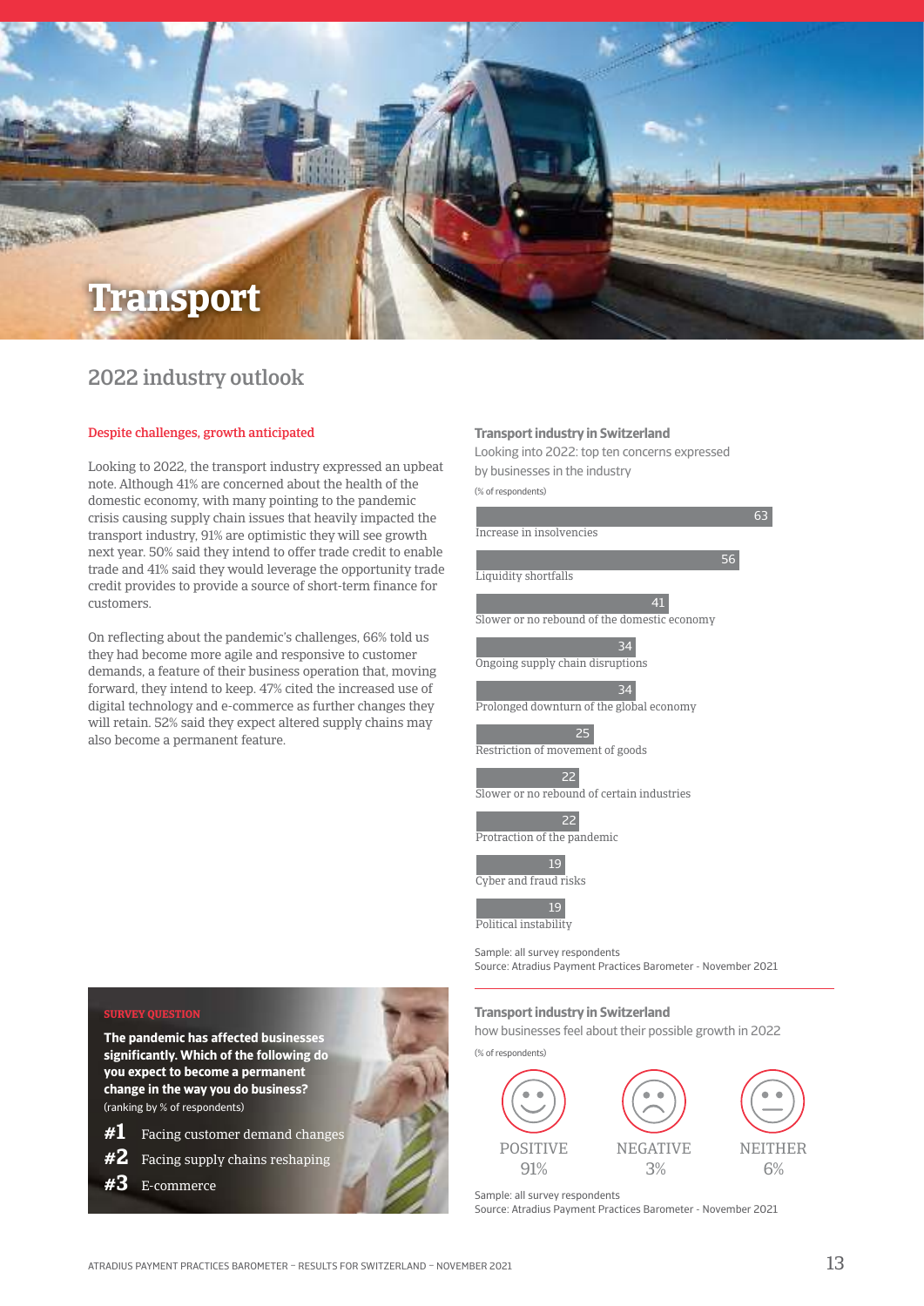# Transport

## 2022 industry outlook

**Despite challenges, growth anticipated**

Looking to 2022, the transport industry expressed an upbeat note. Although 41% are concerned about the health of the domestic economy, with many pointing to the pandemic crisis causing supply chain issues that heavily impacted the transport industry, 91% are optimistic they will see growth next year. 50% said they intend to offer trade credit to enable trade and 41% said they would leverage the opportunity trade credit provides to provide a source of short-term finance for customers.

On reflecting about the pandemic's challenges, 66% told us they had become more agile and responsive to customer demands, a feature of their business operation that, moving forward, they intend to keep. 47% cited the increased use of digital technology and e-commerce as further changes they will retain. 52% said they expect altered supply chains may also become a permanent feature.

**Transport industry in Switzerland**

Looking into 2022: top ten concerns expressed by businesses in the industry

(% of respondents)

| Concern | % |
|---|---|
| Increase in insolvencies | 63 |
| Liquidity shortfalls | 56 |
| Slower or no rebound of the domestic economy | 41 |
| Ongoing supply chain disruptions | 34 |
| Prolonged downturn of the global economy | 34 |
| Restriction of movement of goods | 25 |
| Slower or no rebound of certain industries | 22 |
| Protraction of the pandemic | 22 |
| Cyber and fraud risks | 19 |
| Political instability | 19 |

Sample: all survey respondents
Source: Atradius Payment Practices Barometer - November 2021

**SURVEY QUESTION**

**The pandemic has affected businesses significantly. Which of the following do you expect to become a permanent change in the way you do business?**
(ranking by % of respondents)

- **#1** Facing customer demand changes
- **#2** Facing supply chains reshaping
- **#3** E-commerce

**Transport industry in Switzerland**

how businesses feel about their possible growth in 2022

(% of respondents)

| POSITIVE | NEGATIVE | NEITHER |
|---|---|---|
| 91% | 3% | 6% |

Sample: all survey respondents
Source: Atradius Payment Practices Barometer - November 2021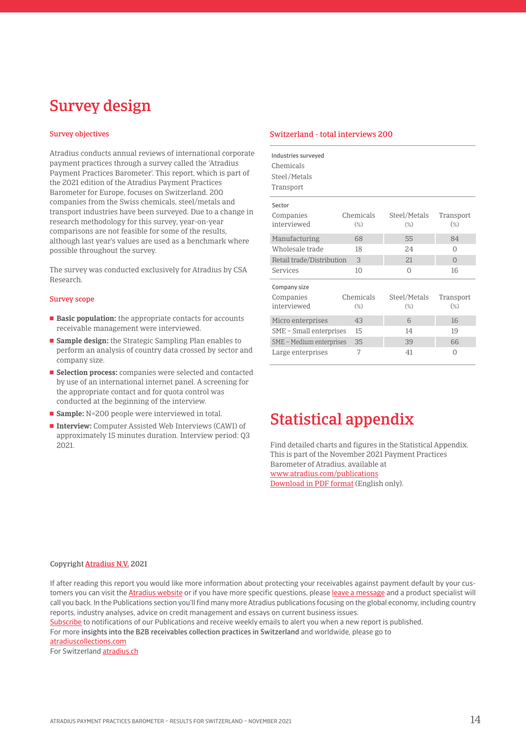# Survey design

### Survey objectives

Atradius conducts annual reviews of international corporate payment practices through a survey called the 'Atradius Payment Practices Barometer'. This report, which is part of the 2021 edition of the Atradius Payment Practices Barometer for Europe, focuses on Switzerland. 200 companies from the Swiss chemicals, steel/metals and transport industries have been surveyed. Due to a change in research methodology for this survey, year-on-year comparisons are not feasible for some of the results, although last year's values are used as a benchmark where possible throughout the survey.

The survey was conducted exclusively for Atradius by CSA Research.

### Survey scope

- **Basic population:** the appropriate contacts for accounts receivable management were interviewed.
- **Sample design:** the Strategic Sampling Plan enables to perform an analysis of country data crossed by sector and company size.
- **Selection process:** companies were selected and contacted by use of an international internet panel. A screening for the appropriate contact and for quota control was conducted at the beginning of the interview.
- **Sample:** N=200 people were interviewed in total.
- **Interview:** Computer Assisted Web Interviews (CAWI) of approximately 15 minutes duration. Interview period: Q3 2021.

### Switzerland - total interviews 200

**Industries surveyed**

Chemicals
Steel/Metals
Transport

**Sector**

| Companies interviewed | Chemicals (%) | Steel/Metals (%) | Transport (%) |
|---|---|---|---|
| Manufacturing | 68 | 55 | 84 |
| Wholesale trade | 18 | 24 | 0 |
| Retail trade/Distribution | 3 | 21 | 0 |
| Services | 10 | 0 | 16 |

**Company size**

| Companies interviewed | Chemicals (%) | Steel/Metals (%) | Transport (%) |
|---|---|---|---|
| Micro enterprises | 43 | 6 | 16 |
| SME – Small enterprises | 15 | 14 | 19 |
| SME – Medium enterprises | 35 | 39 | 66 |
| Large enterprises | 7 | 41 | 0 |

# Statistical appendix

Find detailed charts and figures in the Statistical Appendix. This is part of the November 2021 Payment Practices Barometer of Atradius, available at
www.atradius.com/publications
Download in PDF format (English only).

Copyright Atradius N.V. 2021

If after reading this report you would like more information about protecting your receivables against payment default by your customers you can visit the Atradius website or if you have more specific questions, please leave a message and a product specialist will call you back. In the Publications section you'll find many more Atradius publications focusing on the global economy, including country reports, industry analyses, advice on credit management and essays on current business issues.
Subscribe to notifications of our Publications and receive weekly emails to alert you when a new report is published.
For more **insights into the B2B receivables collection practices in Switzerland** and worldwide, please go to
atradiuscollections.com
For Switzerland atradius.ch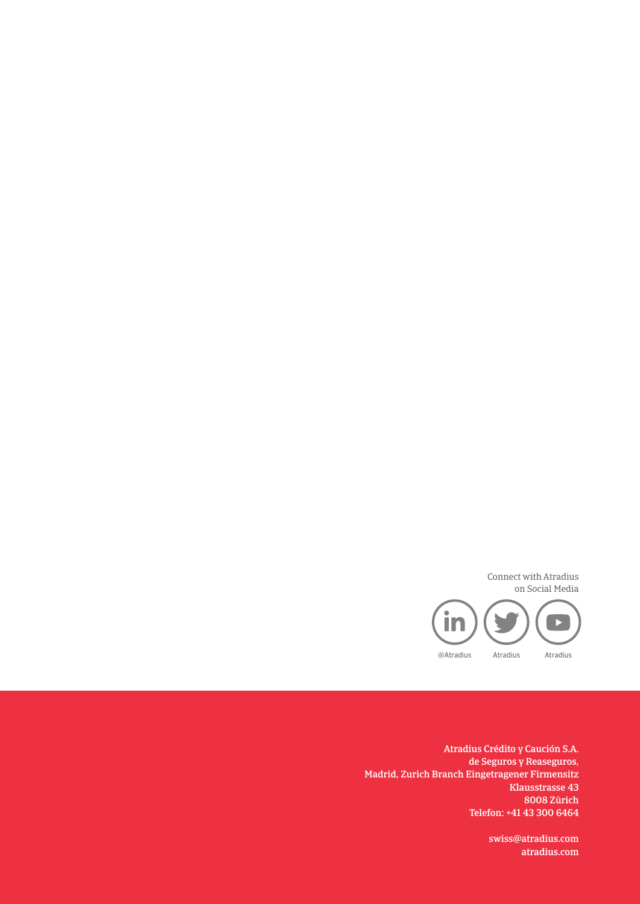Connect with Atradius
on Social Media

@Atradius Atradius Atradius

Atradius Crédito y Caución S.A.
de Seguros y Reaseguros,
Madrid, Zurich Branch Eingetragener Firmensitz
Klausstrasse 43
8008 Zürich
Telefon: +41 43 300 6464

swiss@atradius.com
atradius.com